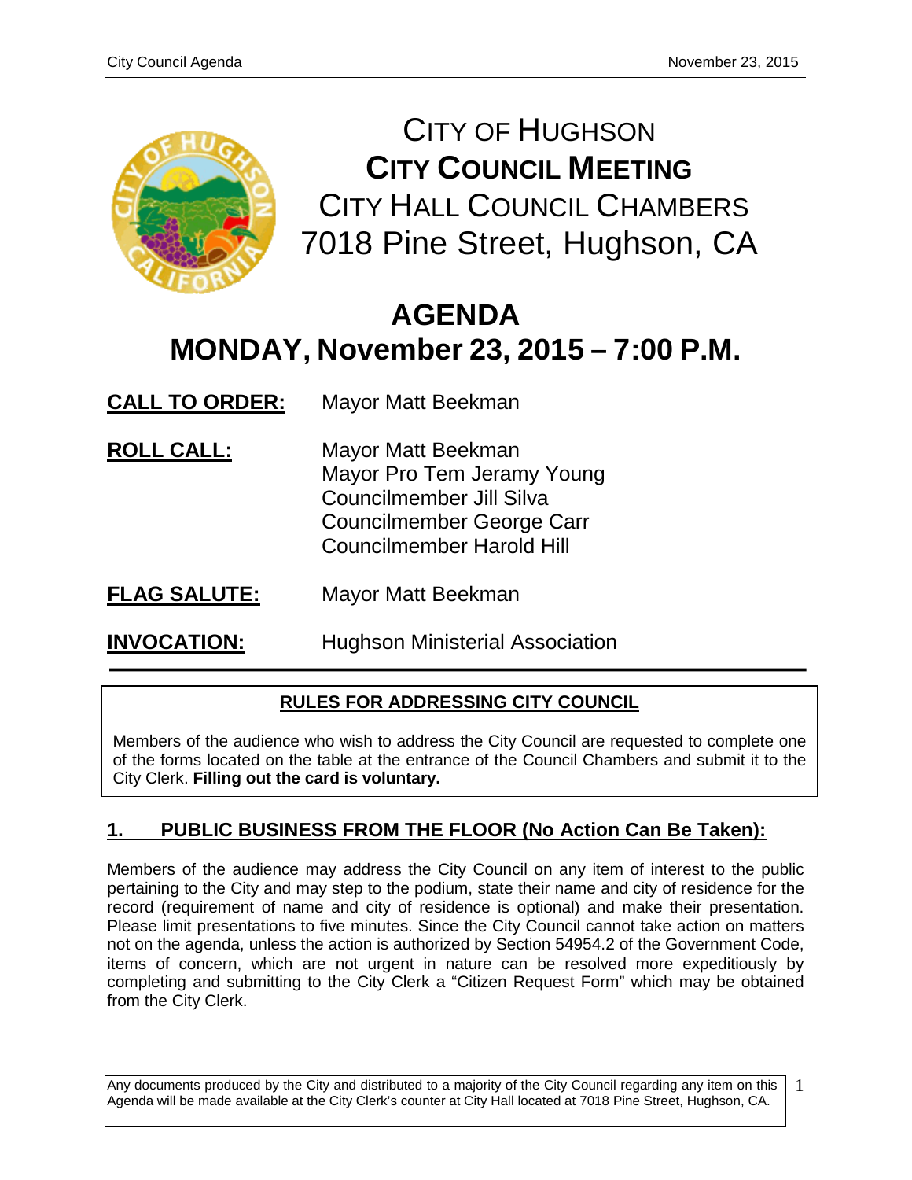# CITY OF HUGHSON
## CITY COUNCIL MEETING
### CITY HALL COUNCIL CHAMBERS
### 7018 Pine Street, Hughson, CA

## AGENDA
## MONDAY, November 23, 2015 – 7:00 P.M.

**CALL TO ORDER:** Mayor Matt Beekman

**ROLL CALL:**
Mayor Matt Beekman
Mayor Pro Tem Jeramy Young
Councilmember Jill Silva
Councilmember George Carr
Councilmember Harold Hill

**FLAG SALUTE:** Mayor Matt Beekman

**INVOCATION:** Hughson Ministerial Association

---

**RULES FOR ADDRESSING CITY COUNCIL**

Members of the audience who wish to address the City Council are requested to complete one of the forms located on the table at the entrance of the Council Chambers and submit it to the City Clerk. **Filling out the card is voluntary.**

## 1. PUBLIC BUSINESS FROM THE FLOOR (No Action Can Be Taken):

Members of the audience may address the City Council on any item of interest to the public pertaining to the City and may step to the podium, state their name and city of residence for the record (requirement of name and city of residence is optional) and make their presentation. Please limit presentations to five minutes. Since the City Council cannot take action on matters not on the agenda, unless the action is authorized by Section 54954.2 of the Government Code, items of concern, which are not urgent in nature can be resolved more expeditiously by completing and submitting to the City Clerk a "Citizen Request Form" which may be obtained from the City Clerk.

Any documents produced by the City and distributed to a majority of the City Council regarding any item on this Agenda will be made available at the City Clerk's counter at City Hall located at 7018 Pine Street, Hughson, CA.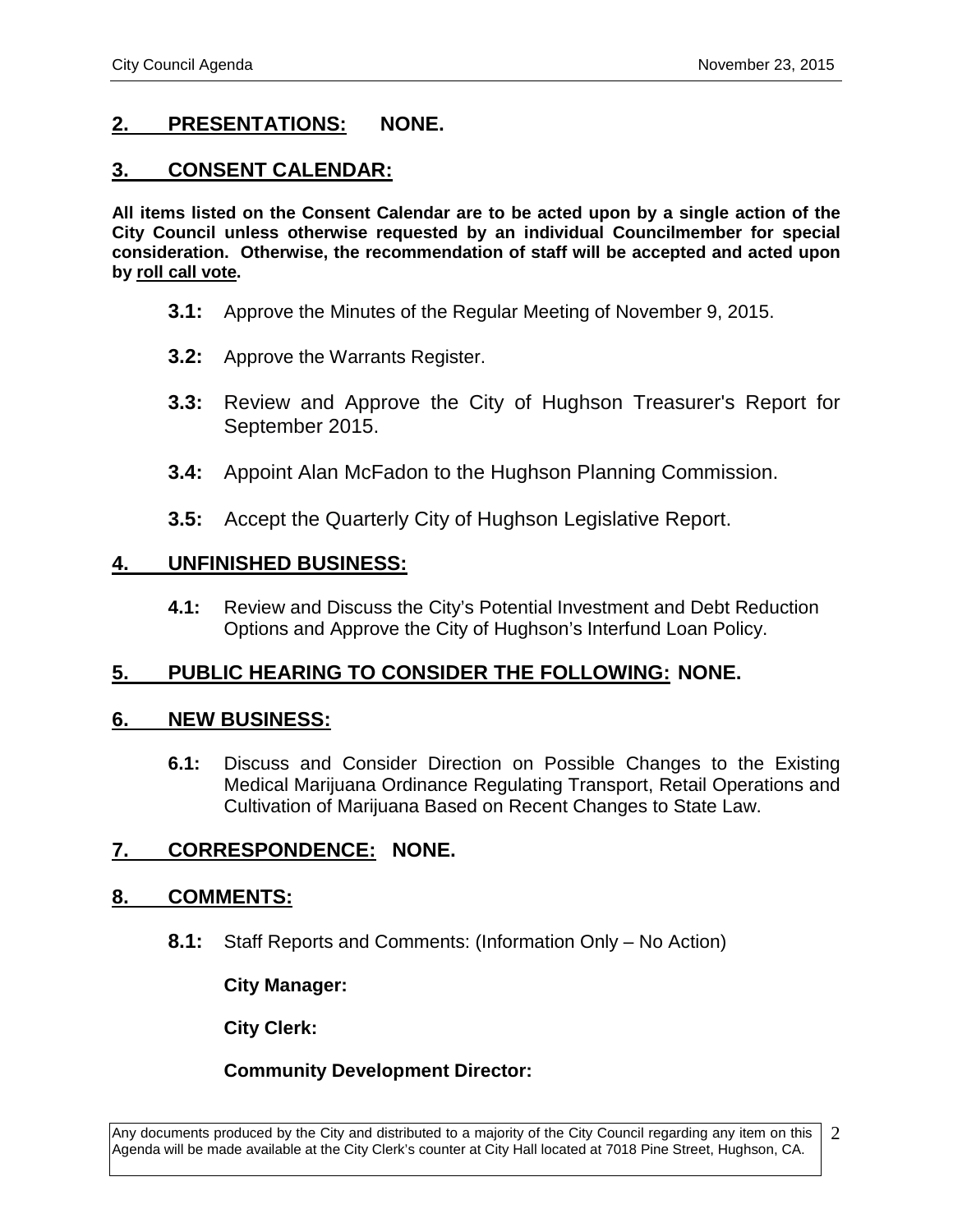## 2. PRESENTATIONS: NONE.

## 3. CONSENT CALENDAR:

**All items listed on the Consent Calendar are to be acted upon by a single action of the City Council unless otherwise requested by an individual Councilmember for special consideration. Otherwise, the recommendation of staff will be accepted and acted upon by roll call vote.**

**3.1:** Approve the Minutes of the Regular Meeting of November 9, 2015.

**3.2:** Approve the Warrants Register.

**3.3:** Review and Approve the City of Hughson Treasurer's Report for September 2015.

**3.4:** Appoint Alan McFadon to the Hughson Planning Commission.

**3.5:** Accept the Quarterly City of Hughson Legislative Report.

## 4. UNFINISHED BUSINESS:

**4.1:** Review and Discuss the City's Potential Investment and Debt Reduction Options and Approve the City of Hughson's Interfund Loan Policy.

## 5. PUBLIC HEARING TO CONSIDER THE FOLLOWING: NONE.

## 6. NEW BUSINESS:

**6.1:** Discuss and Consider Direction on Possible Changes to the Existing Medical Marijuana Ordinance Regulating Transport, Retail Operations and Cultivation of Marijuana Based on Recent Changes to State Law.

## 7. CORRESPONDENCE: NONE.

## 8. COMMENTS:

**8.1:** Staff Reports and Comments: (Information Only – No Action)

**City Manager:**

**City Clerk:**

**Community Development Director:**

Any documents produced by the City and distributed to a majority of the City Council regarding any item on this Agenda will be made available at the City Clerk's counter at City Hall located at 7018 Pine Street, Hughson, CA.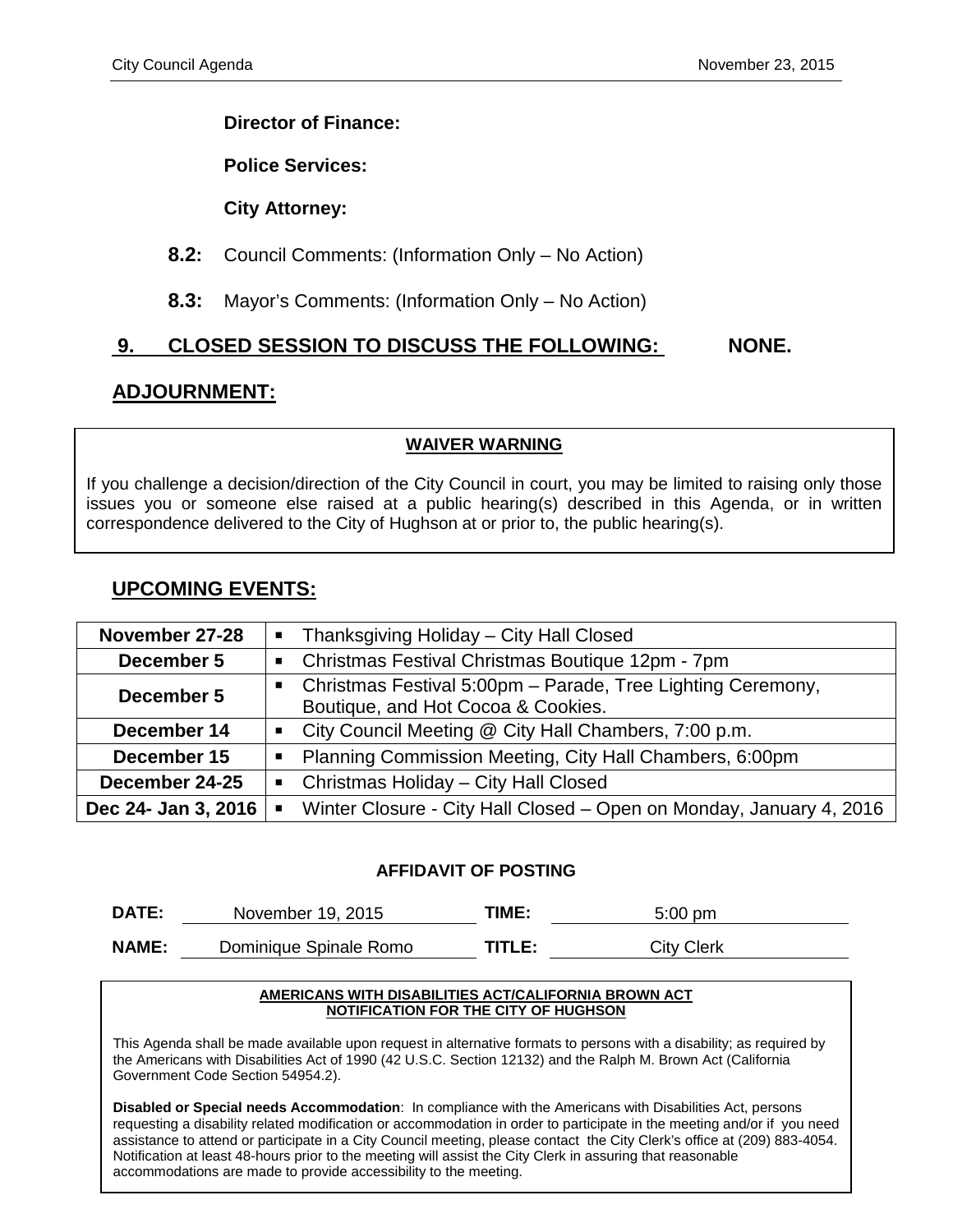**Director of Finance:**

**Police Services:**

**City Attorney:**

**8.2:** Council Comments: (Information Only – No Action)

**8.3:** Mayor's Comments: (Information Only – No Action)

## 9. CLOSED SESSION TO DISCUSS THE FOLLOWING: NONE.

## ADJOURNMENT:

**WAIVER WARNING**

If you challenge a decision/direction of the City Council in court, you may be limited to raising only those issues you or someone else raised at a public hearing(s) described in this Agenda, or in written correspondence delivered to the City of Hughson at or prior to, the public hearing(s).

## UPCOMING EVENTS:

| | |
|---|---|
| **November 27-28** | ▪ Thanksgiving Holiday – City Hall Closed |
| **December 5** | ▪ Christmas Festival Christmas Boutique 12pm - 7pm |
| **December 5** | ▪ Christmas Festival 5:00pm – Parade, Tree Lighting Ceremony, Boutique, and Hot Cocoa & Cookies. |
| **December 14** | ▪ City Council Meeting @ City Hall Chambers, 7:00 p.m. |
| **December 15** | ▪ Planning Commission Meeting, City Hall Chambers, 6:00pm |
| **December 24-25** | ▪ Christmas Holiday – City Hall Closed |
| **Dec 24- Jan 3, 2016** | ▪ Winter Closure - City Hall Closed – Open on Monday, January 4, 2016 |

**AFFIDAVIT OF POSTING**

**DATE:** November 19, 2015 **TIME:** 5:00 pm

**NAME:** Dominique Spinale Romo **TITLE:** City Clerk

**AMERICANS WITH DISABILITIES ACT/CALIFORNIA BROWN ACT NOTIFICATION FOR THE CITY OF HUGHSON**

This Agenda shall be made available upon request in alternative formats to persons with a disability; as required by the Americans with Disabilities Act of 1990 (42 U.S.C. Section 12132) and the Ralph M. Brown Act (California Government Code Section 54954.2).

**Disabled or Special needs Accommodation**: In compliance with the Americans with Disabilities Act, persons requesting a disability related modification or accommodation in order to participate in the meeting and/or if you need assistance to attend or participate in a City Council meeting, please contact the City Clerk's office at (209) 883-4054. Notification at least 48-hours prior to the meeting will assist the City Clerk in assuring that reasonable accommodations are made to provide accessibility to the meeting.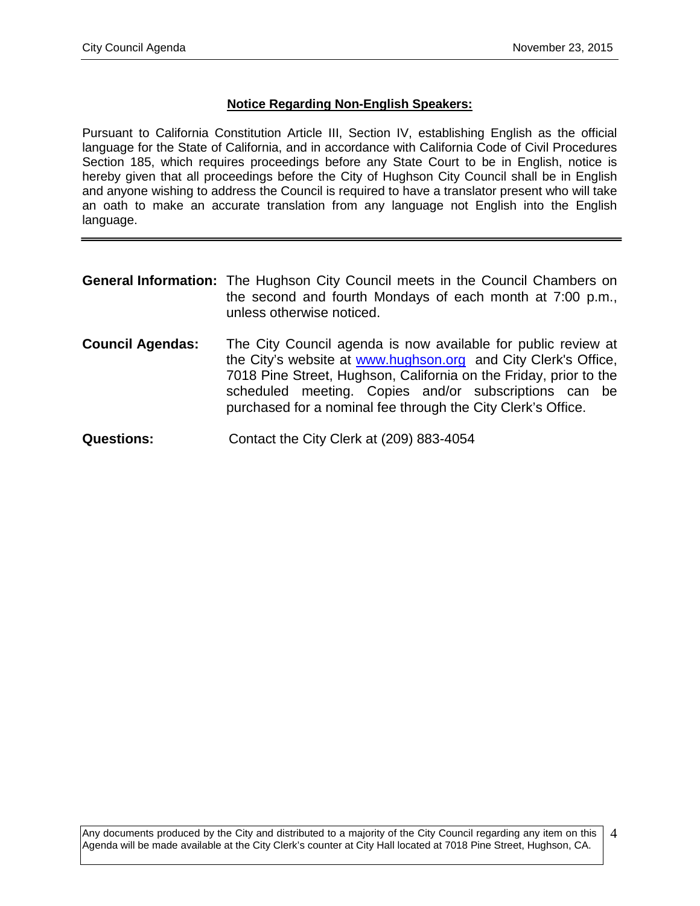**Notice Regarding Non-English Speakers:**

Pursuant to California Constitution Article III, Section IV, establishing English as the official language for the State of California, and in accordance with California Code of Civil Procedures Section 185, which requires proceedings before any State Court to be in English, notice is hereby given that all proceedings before the City of Hughson City Council shall be in English and anyone wishing to address the Council is required to have a translator present who will take an oath to make an accurate translation from any language not English into the English language.

---

**General Information:** The Hughson City Council meets in the Council Chambers on the second and fourth Mondays of each month at 7:00 p.m., unless otherwise noticed.

**Council Agendas:** The City Council agenda is now available for public review at the City's website at [www.hughson.org](http://www.hughson.org) and City Clerk's Office, 7018 Pine Street, Hughson, California on the Friday, prior to the scheduled meeting. Copies and/or subscriptions can be purchased for a nominal fee through the City Clerk's Office.

**Questions:** Contact the City Clerk at (209) 883-4054

Any documents produced by the City and distributed to a majority of the City Council regarding any item on this Agenda will be made available at the City Clerk's counter at City Hall located at 7018 Pine Street, Hughson, CA.